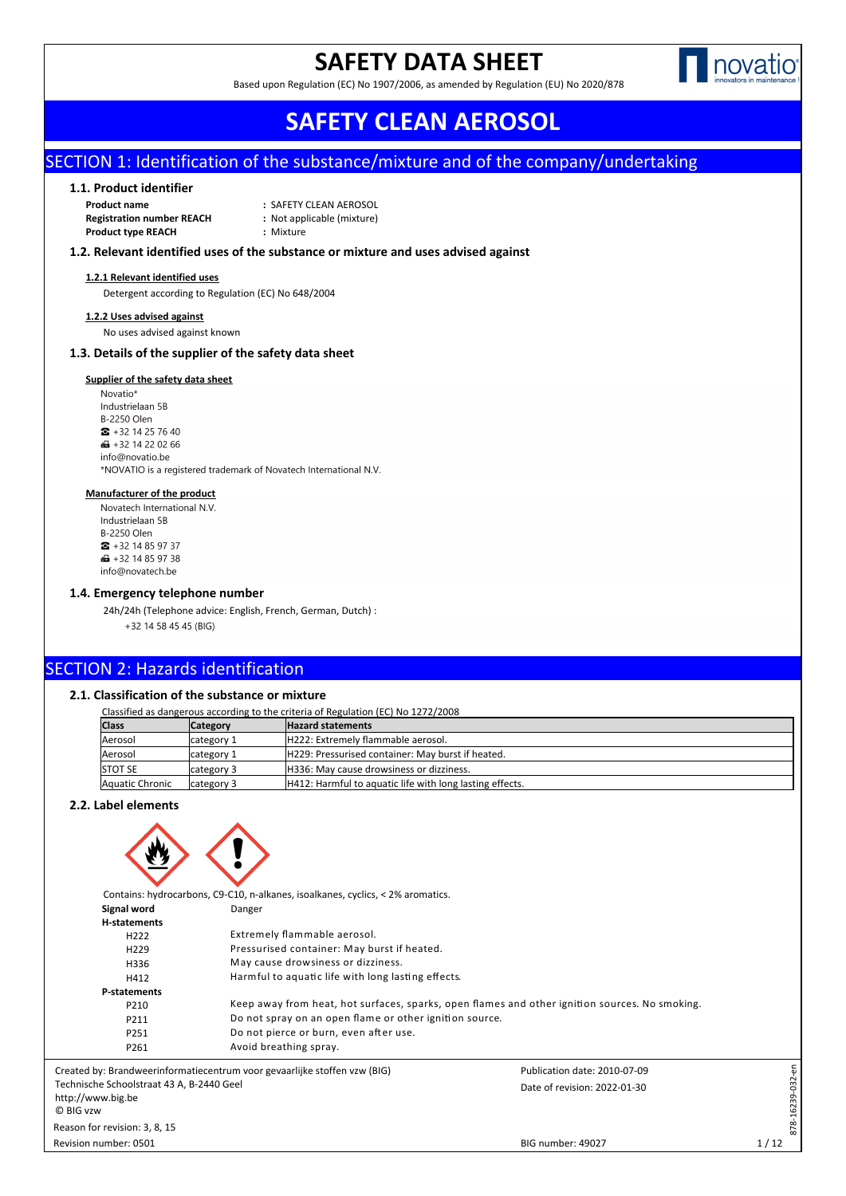# SAFETY DATA SHEET

Based upon Regulation (EC) No 1907/2006, as amended by Regulation (EU) No 2020/878

# SAFETY CLEAN AEROSOL

## SECTION 1: Identification of the substance/mixture and of the company/undertaking

### 1.1. Product identifier

**Product name** : SAFETY CLEAN AEROSOL
**Registration number REACH** : Not applicable (mixture)
**Product type REACH** : Mixture

### 1.2. Relevant identified uses of the substance or mixture and uses advised against

**1.2.1 Relevant identified uses**

Detergent according to Regulation (EC) No 648/2004

**1.2.2 Uses advised against**

No uses advised against known

### 1.3. Details of the supplier of the safety data sheet

**Supplier of the safety data sheet**

Novatio*
Industrielaan 5B
B-2250 Olen
☎ +32 14 25 76 40
🖷 +32 14 22 02 66
info@novatio.be
*NOVATIO is a registered trademark of Novatech International N.V.

**Manufacturer of the product**

Novatech International N.V.
Industrielaan 5B
B-2250 Olen
☎ +32 14 85 97 37
🖷 +32 14 85 97 38
info@novatech.be

### 1.4. Emergency telephone number

24h/24h (Telephone advice: English, French, German, Dutch) :
+32 14 58 45 45 (BIG)

## SECTION 2: Hazards identification

### 2.1. Classification of the substance or mixture

Classified as dangerous according to the criteria of Regulation (EC) No 1272/2008

| Class | Category | Hazard statements |
|---|---|---|
| Aerosol | category 1 | H222: Extremely flammable aerosol. |
| Aerosol | category 1 | H229: Pressurised container: May burst if heated. |
| STOT SE | category 3 | H336: May cause drowsiness or dizziness. |
| Aquatic Chronic | category 3 | H412: Harmful to aquatic life with long lasting effects. |

### 2.2. Label elements

Contains: hydrocarbons, C9-C10, n-alkanes, isoalkanes, cyclics, < 2% aromatics.

**Signal word** Danger

**H-statements**

| | |
|---|---|
| H222 | Extremely flammable aerosol. |
| H229 | Pressurised container: May burst if heated. |
| H336 | May cause drowsiness or dizziness. |
| H412 | Harmful to aquatic life with long lasting effects. |

**P-statements**

| | |
|---|---|
| P210 | Keep away from heat, hot surfaces, sparks, open flames and other ignition sources. No smoking. |
| P211 | Do not spray on an open flame or other ignition source. |
| P251 | Do not pierce or burn, even after use. |
| P261 | Avoid breathing spray. |

Created by: Brandweerinformatiecentrum voor gevaarlijke stoffen vzw (BIG)
Technische Schoolstraat 43 A, B-2440 Geel
http://www.big.be
© BIG vzw

Publication date: 2010-07-09
Date of revision: 2022-01-30

Reason for revision: 3, 8, 15
Revision number: 0501
BIG number: 49027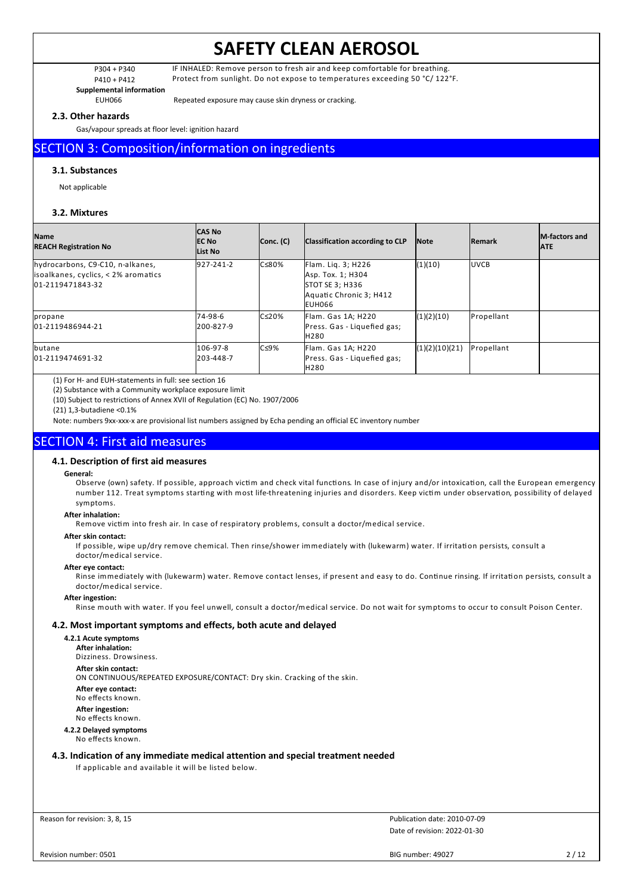| | |
|---|---|
| P304 + P340 | IF INHALED: Remove person to fresh air and keep comfortable for breathing. |
| P410 + P412 | Protect from sunlight. Do not expose to temperatures exceeding 50 °C/ 122°F. |

**Supplemental information**

| | |
|---|---|
| EUH066 | Repeated exposure may cause skin dryness or cracking. |

### 2.3. Other hazards

Gas/vapour spreads at floor level: ignition hazard

## SECTION 3: Composition/information on ingredients

### 3.1. Substances

Not applicable

### 3.2. Mixtures

| Name<br>REACH Registration No | CAS No<br>EC No<br>List No | Conc. (C) | Classification according to CLP | Note | Remark | M-factors and ATE |
|---|---|---|---|---|---|---|
| hydrocarbons, C9-C10, n-alkanes, isoalkanes, cyclics, < 2% aromatics<br>01-2119471843-32 | 927-241-2 | C≤80% | Flam. Liq. 3; H226<br>Asp. Tox. 1; H304<br>STOT SE 3; H336<br>Aquatic Chronic 3; H412<br>EUH066 | (1)(10) | UVCB | |
| propane<br>01-2119486944-21 | 74-98-6<br>200-827-9 | C≤20% | Flam. Gas 1A; H220<br>Press. Gas - Liquefied gas; H280 | (1)(2)(10) | Propellant | |
| butane<br>01-2119474691-32 | 106-97-8<br>203-448-7 | C≤9% | Flam. Gas 1A; H220<br>Press. Gas - Liquefied gas; H280 | (1)(2)(10)(21) | Propellant | |

(1) For H- and EUH-statements in full: see section 16

(2) Substance with a Community workplace exposure limit

(10) Subject to restrictions of Annex XVII of Regulation (EC) No. 1907/2006

(21) 1,3-butadiene <0.1%

Note: numbers 9xx-xxx-x are provisional list numbers assigned by Echa pending an official EC inventory number

## SECTION 4: First aid measures

### 4.1. Description of first aid measures

**General:**

Observe (own) safety. If possible, approach victim and check vital functions. In case of injury and/or intoxication, call the European emergency number 112. Treat symptoms starting with most life-threatening injuries and disorders. Keep victim under observation, possibility of delayed symptoms.

**After inhalation:**

Remove victim into fresh air. In case of respiratory problems, consult a doctor/medical service.

**After skin contact:**

If possible, wipe up/dry remove chemical. Then rinse/shower immediately with (lukewarm) water. If irritation persists, consult a doctor/medical service.

**After eye contact:**

Rinse immediately with (lukewarm) water. Remove contact lenses, if present and easy to do. Continue rinsing. If irritation persists, consult a doctor/medical service.

**After ingestion:**

Rinse mouth with water. If you feel unwell, consult a doctor/medical service. Do not wait for symptoms to occur to consult Poison Center.

### 4.2. Most important symptoms and effects, both acute and delayed

**4.2.1 Acute symptoms**

**After inhalation:**

Dizziness. Drowsiness.

**After skin contact:**

ON CONTINUOUS/REPEATED EXPOSURE/CONTACT: Dry skin. Cracking of the skin.

**After eye contact:**

No effects known.

**After ingestion:**

No effects known.

**4.2.2 Delayed symptoms**

No effects known.

### 4.3. Indication of any immediate medical attention and special treatment needed

If applicable and available it will be listed below.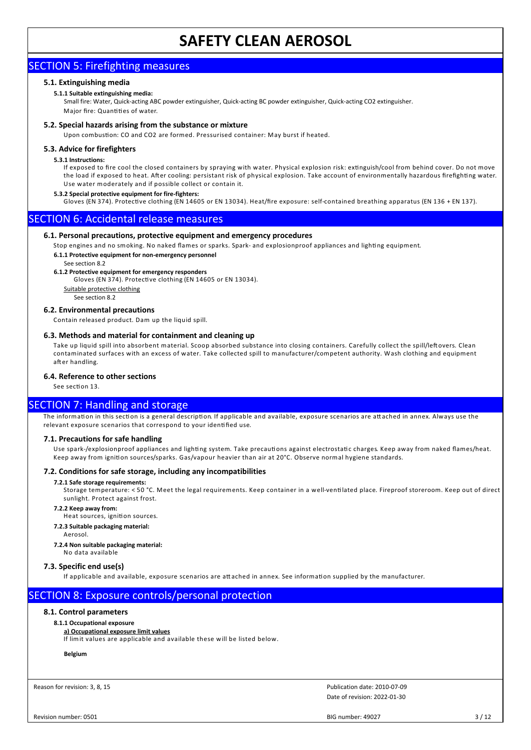## SECTION 5: Firefighting measures

### 5.1. Extinguishing media

**5.1.1 Suitable extinguishing media:**

Small fire: Water, Quick-acting ABC powder extinguisher, Quick-acting BC powder extinguisher, Quick-acting CO2 extinguisher.
Major fire: Quantities of water.

### 5.2. Special hazards arising from the substance or mixture

Upon combustion: CO and CO2 are formed. Pressurised container: May burst if heated.

### 5.3. Advice for firefighters

**5.3.1 Instructions:**

If exposed to fire cool the closed containers by spraying with water. Physical explosion risk: extinguish/cool from behind cover. Do not move the load if exposed to heat. After cooling: persistant risk of physical explosion. Take account of environmentally hazardous firefighting water. Use water moderately and if possible collect or contain it.

**5.3.2 Special protective equipment for fire-fighters:**

Gloves (EN 374). Protective clothing (EN 14605 or EN 13034). Heat/fire exposure: self-contained breathing apparatus (EN 136 + EN 137).

## SECTION 6: Accidental release measures

### 6.1. Personal precautions, protective equipment and emergency procedures

Stop engines and no smoking. No naked flames or sparks. Spark- and explosionproof appliances and lighting equipment.

**6.1.1 Protective equipment for non-emergency personnel**

See section 8.2

**6.1.2 Protective equipment for emergency responders**

Gloves (EN 374). Protective clothing (EN 14605 or EN 13034).

Suitable protective clothing

See section 8.2

### 6.2. Environmental precautions

Contain released product. Dam up the liquid spill.

### 6.3. Methods and material for containment and cleaning up

Take up liquid spill into absorbent material. Scoop absorbed substance into closing containers. Carefully collect the spill/leftovers. Clean contaminated surfaces with an excess of water. Take collected spill to manufacturer/competent authority. Wash clothing and equipment after handling.

### 6.4. Reference to other sections

See section 13.

## SECTION 7: Handling and storage

The information in this section is a general description. If applicable and available, exposure scenarios are attached in annex. Always use the relevant exposure scenarios that correspond to your identified use.

### 7.1. Precautions for safe handling

Use spark-/explosionproof appliances and lighting system. Take precautions against electrostatic charges. Keep away from naked flames/heat. Keep away from ignition sources/sparks. Gas/vapour heavier than air at 20°C. Observe normal hygiene standards.

### 7.2. Conditions for safe storage, including any incompatibilities

**7.2.1 Safe storage requirements:**

Storage temperature: < 50 °C. Meet the legal requirements. Keep container in a well-ventilated place. Fireproof storeroom. Keep out of direct sunlight. Protect against frost.

**7.2.2 Keep away from:**

Heat sources, ignition sources.

**7.2.3 Suitable packaging material:**

Aerosol.

**7.2.4 Non suitable packaging material:**

No data available

### 7.3. Specific end use(s)

If applicable and available, exposure scenarios are attached in annex. See information supplied by the manufacturer.

## SECTION 8: Exposure controls/personal protection

### 8.1. Control parameters

**8.1.1 Occupational exposure**

**a) Occupational exposure limit values**

If limit values are applicable and available these will be listed below.

**Belgium**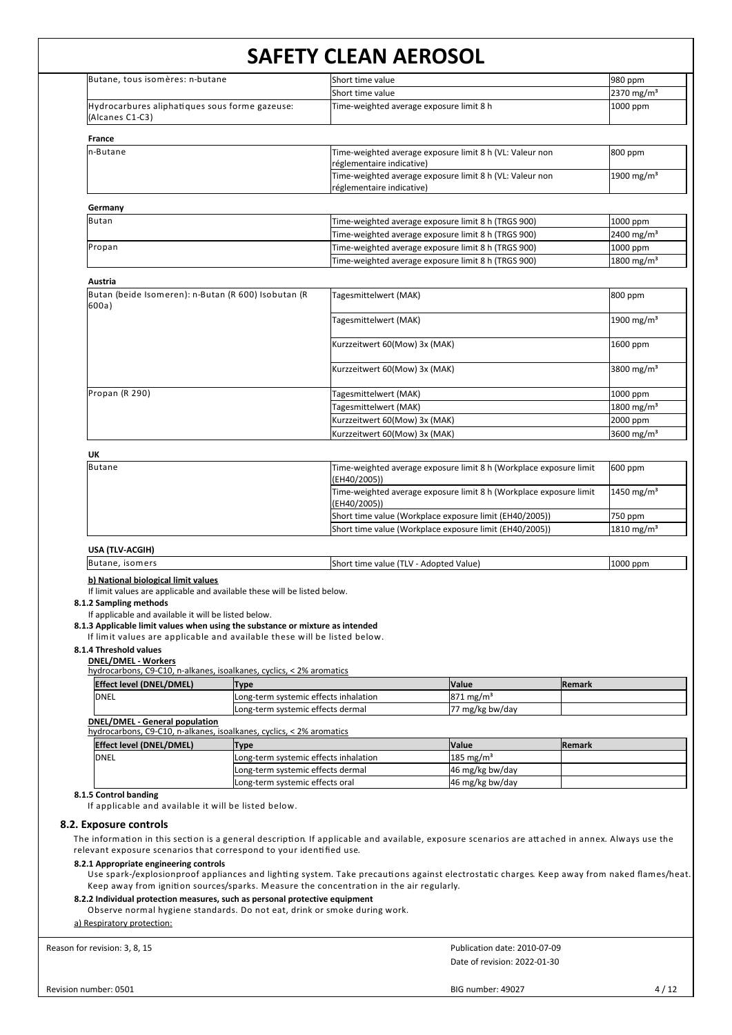| | | |
|---|---|---|
| Butane, tous isomères: n-butane | Short time value | 980 ppm |
| | Short time value | 2370 mg/m³ |
| Hydrocarbures aliphatiques sous forme gazeuse: (Alcanes C1-C3) | Time-weighted average exposure limit 8 h | 1000 ppm |

**France**

| | | |
|---|---|---|
| n-Butane | Time-weighted average exposure limit 8 h (VL: Valeur non réglementaire indicative) | 800 ppm |
| | Time-weighted average exposure limit 8 h (VL: Valeur non réglementaire indicative) | 1900 mg/m³ |

**Germany**

| | | |
|---|---|---|
| Butan | Time-weighted average exposure limit 8 h (TRGS 900) | 1000 ppm |
| | Time-weighted average exposure limit 8 h (TRGS 900) | 2400 mg/m³ |
| Propan | Time-weighted average exposure limit 8 h (TRGS 900) | 1000 ppm |
| | Time-weighted average exposure limit 8 h (TRGS 900) | 1800 mg/m³ |

**Austria**

| | | |
|---|---|---|
| Butan (beide Isomeren): n-Butan (R 600) Isobutan (R 600a) | Tagesmittelwert (MAK) | 800 ppm |
| | Tagesmittelwert (MAK) | 1900 mg/m³ |
| | Kurzzeitwert 60(Mow) 3x (MAK) | 1600 ppm |
| | Kurzzeitwert 60(Mow) 3x (MAK) | 3800 mg/m³ |
| Propan (R 290) | Tagesmittelwert (MAK) | 1000 ppm |
| | Tagesmittelwert (MAK) | 1800 mg/m³ |
| | Kurzzeitwert 60(Mow) 3x (MAK) | 2000 ppm |
| | Kurzzeitwert 60(Mow) 3x (MAK) | 3600 mg/m³ |

**UK**

| | | |
|---|---|---|
| Butane | Time-weighted average exposure limit 8 h (Workplace exposure limit (EH40/2005)) | 600 ppm |
| | Time-weighted average exposure limit 8 h (Workplace exposure limit (EH40/2005)) | 1450 mg/m³ |
| | Short time value (Workplace exposure limit (EH40/2005)) | 750 ppm |
| | Short time value (Workplace exposure limit (EH40/2005)) | 1810 mg/m³ |

**USA (TLV-ACGIH)**

| | | |
|---|---|---|
| Butane, isomers | Short time value (TLV - Adopted Value) | 1000 ppm |

**b) National biological limit values**

If limit values are applicable and available these will be listed below.

**8.1.2 Sampling methods**

If applicable and available it will be listed below.

**8.1.3 Applicable limit values when using the substance or mixture as intended**

If limit values are applicable and available these will be listed below.

**8.1.4 Threshold values**

**DNEL/DMEL - Workers**

hydrocarbons, C9-C10, n-alkanes, isoalkanes, cyclics, < 2% aromatics

| Effect level (DNEL/DMEL) | Type | Value | Remark |
|---|---|---|---|
| DNEL | Long-term systemic effects inhalation | 871 mg/m³ | |
| | Long-term systemic effects dermal | 77 mg/kg bw/day | |

**DNEL/DMEL - General population**

hydrocarbons, C9-C10, n-alkanes, isoalkanes, cyclics, < 2% aromatics

| Effect level (DNEL/DMEL) | Type | Value | Remark |
|---|---|---|---|
| DNEL | Long-term systemic effects inhalation | 185 mg/m³ | |
| | Long-term systemic effects dermal | 46 mg/kg bw/day | |
| | Long-term systemic effects oral | 46 mg/kg bw/day | |

**8.1.5 Control banding**

If applicable and available it will be listed below.

## 8.2. Exposure controls

The information in this section is a general description. If applicable and available, exposure scenarios are attached in annex. Always use the relevant exposure scenarios that correspond to your identified use.

**8.2.1 Appropriate engineering controls**

Use spark-/explosionproof appliances and lighting system. Take precautions against electrostatic charges. Keep away from naked flames/heat. Keep away from ignition sources/sparks. Measure the concentration in the air regularly.

**8.2.2 Individual protection measures, such as personal protective equipment**

Observe normal hygiene standards. Do not eat, drink or smoke during work.

a) Respiratory protection: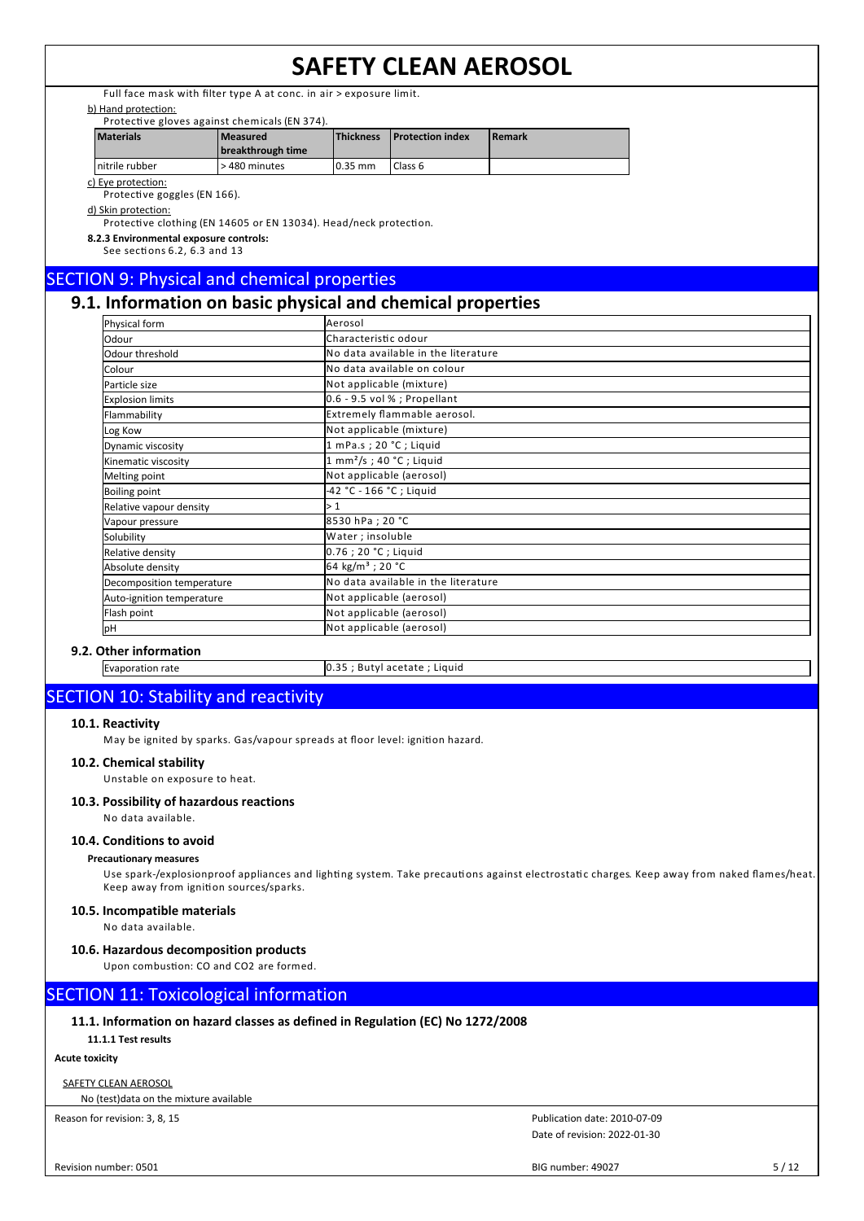Full face mask with filter type A at conc. in air > exposure limit.

b) Hand protection:

Protective gloves against chemicals (EN 374).

| Materials | Measured breakthrough time | Thickness | Protection index | Remark |
|---|---|---|---|---|
| nitrile rubber | > 480 minutes | 0.35 mm | Class 6 | |

c) Eye protection:

Protective goggles (EN 166).

d) Skin protection:

Protective clothing (EN 14605 or EN 13034). Head/neck protection.

**8.2.3 Environmental exposure controls:**

See sections 6.2, 6.3 and 13

## SECTION 9: Physical and chemical properties

### 9.1. Information on basic physical and chemical properties

| | |
|---|---|
| Physical form | Aerosol |
| Odour | Characteristic odour |
| Odour threshold | No data available in the literature |
| Colour | No data available on colour |
| Particle size | Not applicable (mixture) |
| Explosion limits | 0.6 - 9.5 vol % ; Propellant |
| Flammability | Extremely flammable aerosol. |
| Log Kow | Not applicable (mixture) |
| Dynamic viscosity | 1 mPa.s ; 20 °C ; Liquid |
| Kinematic viscosity | 1 mm²/s ; 40 °C ; Liquid |
| Melting point | Not applicable (aerosol) |
| Boiling point | -42 °C - 166 °C ; Liquid |
| Relative vapour density | > 1 |
| Vapour pressure | 8530 hPa ; 20 °C |
| Solubility | Water ; insoluble |
| Relative density | 0.76 ; 20 °C ; Liquid |
| Absolute density | 64 kg/m³ ; 20 °C |
| Decomposition temperature | No data available in the literature |
| Auto-ignition temperature | Not applicable (aerosol) |
| Flash point | Not applicable (aerosol) |
| pH | Not applicable (aerosol) |

### 9.2. Other information

| | |
|---|---|
| Evaporation rate | 0.35 ; Butyl acetate ; Liquid |

## SECTION 10: Stability and reactivity

### 10.1. Reactivity

May be ignited by sparks. Gas/vapour spreads at floor level: ignition hazard.

### 10.2. Chemical stability

Unstable on exposure to heat.

### 10.3. Possibility of hazardous reactions

No data available.

### 10.4. Conditions to avoid

**Precautionary measures**

Use spark-/explosionproof appliances and lighting system. Take precautions against electrostatic charges. Keep away from naked flames/heat. Keep away from ignition sources/sparks.

### 10.5. Incompatible materials

No data available.

### 10.6. Hazardous decomposition products

Upon combustion: CO and $CO_2$ are formed.

## SECTION 11: Toxicological information

### 11.1. Information on hazard classes as defined in Regulation (EC) No 1272/2008

**11.1.1 Test results**

**Acute toxicity**

SAFETY CLEAN AEROSOL

No (test)data on the mixture available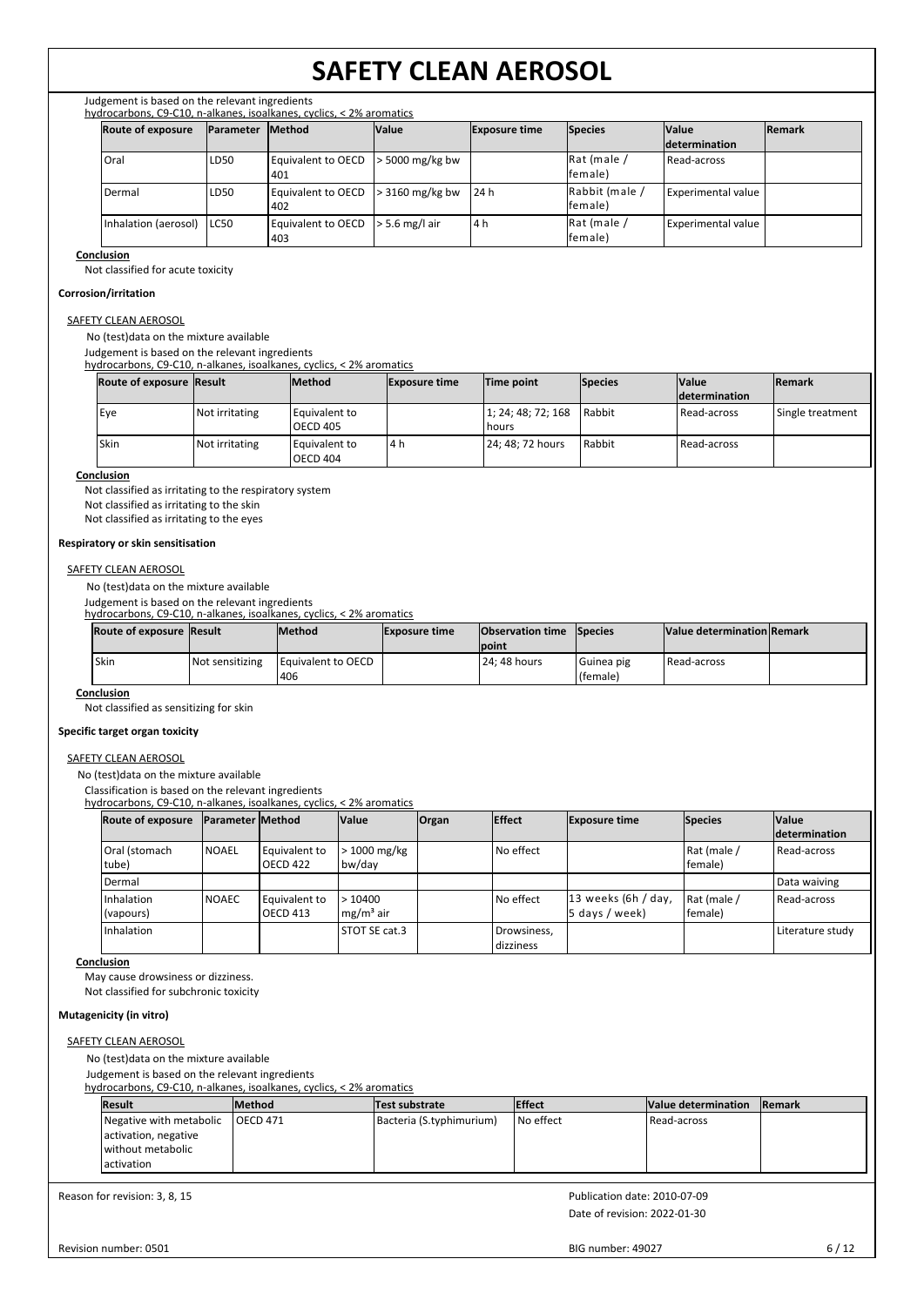Judgement is based on the relevant ingredients

hydrocarbons, C9-C10, n-alkanes, isoalkanes, cyclics, < 2% aromatics

| Route of exposure | Parameter | Method | Value | Exposure time | Species | Value determination | Remark |
|---|---|---|---|---|---|---|---|
| Oral | LD50 | Equivalent to OECD 401 | > 5000 mg/kg bw | | Rat (male / female) | Read-across | |
| Dermal | LD50 | Equivalent to OECD 402 | > 3160 mg/kg bw | 24 h | Rabbit (male / female) | Experimental value | |
| Inhalation (aerosol) | LC50 | Equivalent to OECD 403 | > 5.6 mg/l air | 4 h | Rat (male / female) | Experimental value | |

**Conclusion**

Not classified for acute toxicity

**Corrosion/irritation**

SAFETY CLEAN AEROSOL

No (test)data on the mixture available

Judgement is based on the relevant ingredients

hydrocarbons, C9-C10, n-alkanes, isoalkanes, cyclics, < 2% aromatics

| Route of exposure | Result | Method | Exposure time | Time point | Species | Value determination | Remark |
|---|---|---|---|---|---|---|---|
| Eye | Not irritating | Equivalent to OECD 405 | | 1; 24; 48; 72; 168 hours | Rabbit | Read-across | Single treatment |
| Skin | Not irritating | Equivalent to OECD 404 | 4 h | 24; 48; 72 hours | Rabbit | Read-across | |

**Conclusion**

Not classified as irritating to the respiratory system

Not classified as irritating to the skin

Not classified as irritating to the eyes

**Respiratory or skin sensitisation**

SAFETY CLEAN AEROSOL

No (test)data on the mixture available

Judgement is based on the relevant ingredients

hydrocarbons, C9-C10, n-alkanes, isoalkanes, cyclics, < 2% aromatics

| Route of exposure | Result | Method | Exposure time | Observation time point | Species | Value determination | Remark |
|---|---|---|---|---|---|---|---|
| Skin | Not sensitizing | Equivalent to OECD 406 | | 24; 48 hours | Guinea pig (female) | Read-across | |

**Conclusion**

Not classified as sensitizing for skin

**Specific target organ toxicity**

SAFETY CLEAN AEROSOL

No (test)data on the mixture available

Classification is based on the relevant ingredients

hydrocarbons, C9-C10, n-alkanes, isoalkanes, cyclics, < 2% aromatics

| Route of exposure | Parameter | Method | Value | Organ | Effect | Exposure time | Species | Value determination |
|---|---|---|---|---|---|---|---|---|
| Oral (stomach tube) | NOAEL | Equivalent to OECD 422 | > 1000 mg/kg bw/day | | No effect | | Rat (male / female) | Read-across |
| Dermal | | | | | | | | Data waiving |
| Inhalation (vapours) | NOAEC | Equivalent to OECD 413 | > 10400 mg/m³ air | | No effect | 13 weeks (6h / day, 5 days / week) | Rat (male / female) | Read-across |
| Inhalation | | | STOT SE cat.3 | | Drowsiness, dizziness | | | Literature study |

**Conclusion**

May cause drowsiness or dizziness.

Not classified for subchronic toxicity

**Mutagenicity (in vitro)**

SAFETY CLEAN AEROSOL

No (test)data on the mixture available

Judgement is based on the relevant ingredients

hydrocarbons, C9-C10, n-alkanes, isoalkanes, cyclics, < 2% aromatics

| Result | Method | Test substrate | Effect | Value determination | Remark |
|---|---|---|---|---|---|
| Negative with metabolic activation, negative without metabolic activation | OECD 471 | Bacteria (S.typhimurium) | No effect | Read-across | |

Reason for revision: 3, 8, 15

Publication date: 2010-07-09

Date of revision: 2022-01-30

Revision number: 0501

BIG number: 49027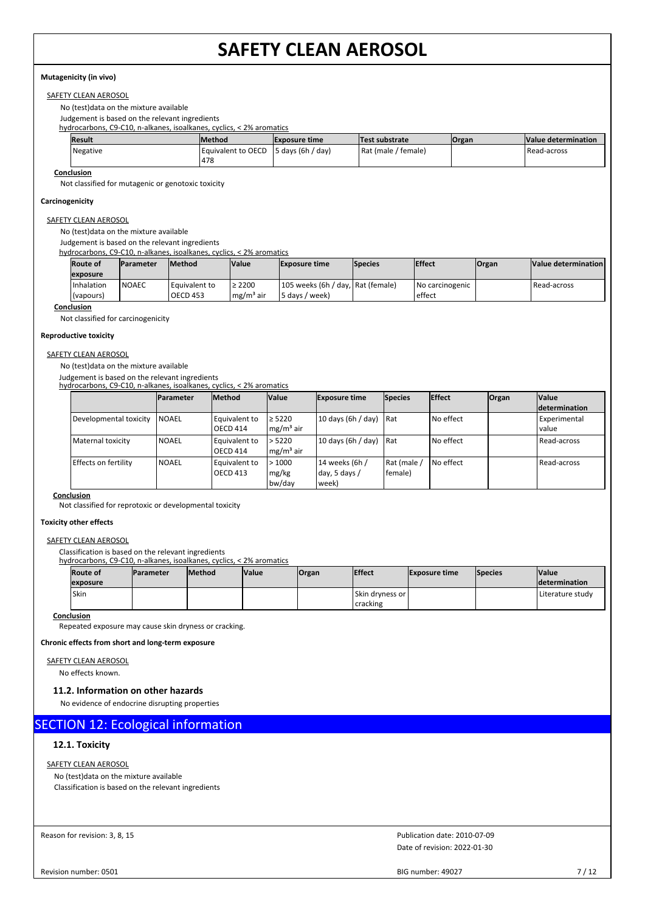#### Mutagenicity (in vivo)

SAFETY CLEAN AEROSOL

No (test)data on the mixture available

Judgement is based on the relevant ingredients

hydrocarbons, C9-C10, n-alkanes, isoalkanes, cyclics, < 2% aromatics

| Result | Method | Exposure time | Test substrate | Organ | Value determination |
|---|---|---|---|---|---|
| Negative | Equivalent to OECD 478 | 5 days (6h / day) | Rat (male / female) | | Read-across |

**Conclusion**

Not classified for mutagenic or genotoxic toxicity

#### Carcinogenicity

SAFETY CLEAN AEROSOL

No (test)data on the mixture available

Judgement is based on the relevant ingredients

hydrocarbons, C9-C10, n-alkanes, isoalkanes, cyclics, < 2% aromatics

| Route of exposure | Parameter | Method | Value | Exposure time | Species | Effect | Organ | Value determination |
|---|---|---|---|---|---|---|---|---|
| Inhalation (vapours) | NOAEC | Equivalent to OECD 453 | ≥ 2200 mg/m³ air | 105 weeks (6h / day, 5 days / week) | Rat (female) | No carcinogenic effect | | Read-across |

**Conclusion**

Not classified for carcinogenicity

#### Reproductive toxicity

SAFETY CLEAN AEROSOL

No (test)data on the mixture available

Judgement is based on the relevant ingredients

hydrocarbons, C9-C10, n-alkanes, isoalkanes, cyclics, < 2% aromatics

| | Parameter | Method | Value | Exposure time | Species | Effect | Organ | Value determination |
|---|---|---|---|---|---|---|---|---|
| Developmental toxicity | NOAEL | Equivalent to OECD 414 | ≥ 5220 mg/m³ air | 10 days (6h / day) | Rat | No effect | | Experimental value |
| Maternal toxicity | NOAEL | Equivalent to OECD 414 | > 5220 mg/m³ air | 10 days (6h / day) | Rat | No effect | | Read-across |
| Effects on fertility | NOAEL | Equivalent to OECD 413 | > 1000 mg/kg bw/day | 14 weeks (6h / day, 5 days / week) | Rat (male / female) | No effect | | Read-across |

**Conclusion**

Not classified for reprotoxic or developmental toxicity

#### Toxicity other effects

SAFETY CLEAN AEROSOL

Classification is based on the relevant ingredients

hydrocarbons, C9-C10, n-alkanes, isoalkanes, cyclics, < 2% aromatics

| Route of exposure | Parameter | Method | Value | Organ | Effect | Exposure time | Species | Value determination |
|---|---|---|---|---|---|---|---|---|
| Skin | | | | | Skin dryness or cracking | | | Literature study |

**Conclusion**

Repeated exposure may cause skin dryness or cracking.

#### Chronic effects from short and long-term exposure

SAFETY CLEAN AEROSOL

No effects known.

### 11.2. Information on other hazards

No evidence of endocrine disrupting properties

## SECTION 12: Ecological information

### 12.1. Toxicity

SAFETY CLEAN AEROSOL

No (test)data on the mixture available

Classification is based on the relevant ingredients

Reason for revision: 3, 8, 15

Publication date: 2010-07-09

Date of revision: 2022-01-30

Revision number: 0501

BIG number: 49027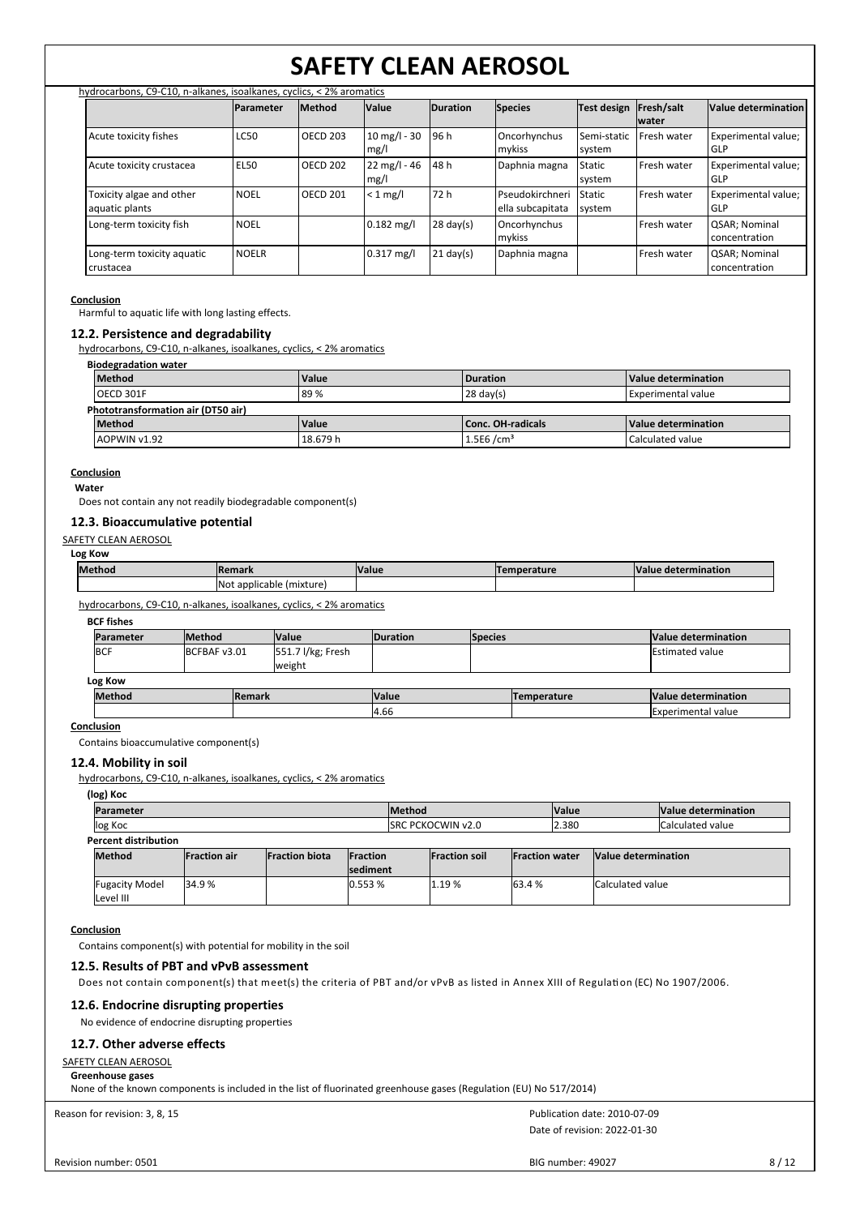hydrocarbons, C9-C10, n-alkanes, isoalkanes, cyclics, < 2% aromatics

| | Parameter | Method | Value | Duration | Species | Test design | Fresh/salt water | Value determination |
|---|---|---|---|---|---|---|---|---|
| Acute toxicity fishes | LC50 | OECD 203 | 10 mg/l - 30 mg/l | 96 h | Oncorhynchus mykiss | Semi-static system | Fresh water | Experimental value; GLP |
| Acute toxicity crustacea | EL50 | OECD 202 | 22 mg/l - 46 mg/l | 48 h | Daphnia magna | Static system | Fresh water | Experimental value; GLP |
| Toxicity algae and other aquatic plants | NOEL | OECD 201 | < 1 mg/l | 72 h | Pseudokirchneriella subcapitata | Static system | Fresh water | Experimental value; GLP |
| Long-term toxicity fish | NOEL | | 0.182 mg/l | 28 day(s) | Oncorhynchus mykiss | | Fresh water | QSAR; Nominal concentration |
| Long-term toxicity aquatic crustacea | NOELR | | 0.317 mg/l | 21 day(s) | Daphnia magna | | Fresh water | QSAR; Nominal concentration |

**Conclusion**

Harmful to aquatic life with long lasting effects.

### 12.2. Persistence and degradability

hydrocarbons, C9-C10, n-alkanes, isoalkanes, cyclics, < 2% aromatics

**Biodegradation water**

| Method | Value | Duration | Value determination |
|---|---|---|---|
| OECD 301F | 89 % | 28 day(s) | Experimental value |

**Phototransformation air (DT50 air)**

| Method | Value | Conc. OH-radicals | Value determination |
|---|---|---|---|
| AOPWIN v1.92 | 18.679 h | 1.5E6 /cm³ | Calculated value |

**Conclusion**

**Water**

Does not contain any not readily biodegradable component(s)

### 12.3. Bioaccumulative potential

SAFETY CLEAN AEROSOL

**Log Kow**

| Method | Remark | Value | Temperature | Value determination |
|---|---|---|---|---|
| | Not applicable (mixture) | | | |

hydrocarbons, C9-C10, n-alkanes, isoalkanes, cyclics, < 2% aromatics

**BCF fishes**

| Parameter | Method | Value | Duration | Species | Value determination |
|---|---|---|---|---|---|
| BCF | BCFBAF v3.01 | 551.7 l/kg; Fresh weight | | | Estimated value |

**Log Kow**

| Method | Remark | Value | Temperature | Value determination |
|---|---|---|---|---|
| | | 4.66 | | Experimental value |

**Conclusion**

Contains bioaccumulative component(s)

### 12.4. Mobility in soil

hydrocarbons, C9-C10, n-alkanes, isoalkanes, cyclics, < 2% aromatics

**(log) Koc**

| Parameter | Method | Value | Value determination |
|---|---|---|---|
| log Koc | SRC PCKOCWIN v2.0 | 2.380 | Calculated value |

**Percent distribution**

| Method | Fraction air | Fraction biota | Fraction sediment | Fraction soil | Fraction water | Value determination |
|---|---|---|---|---|---|---|
| Fugacity Model Level III | 34.9 % | | 0.553 % | 1.19 % | 63.4 % | Calculated value |

**Conclusion**

Contains component(s) with potential for mobility in the soil

### 12.5. Results of PBT and vPvB assessment

Does not contain component(s) that meet(s) the criteria of PBT and/or vPvB as listed in Annex XIII of Regulation (EC) No 1907/2006.

### 12.6. Endocrine disrupting properties

No evidence of endocrine disrupting properties

### 12.7. Other adverse effects

SAFETY CLEAN AEROSOL

**Greenhouse gases**

None of the known components is included in the list of fluorinated greenhouse gases (Regulation (EU) No 517/2014)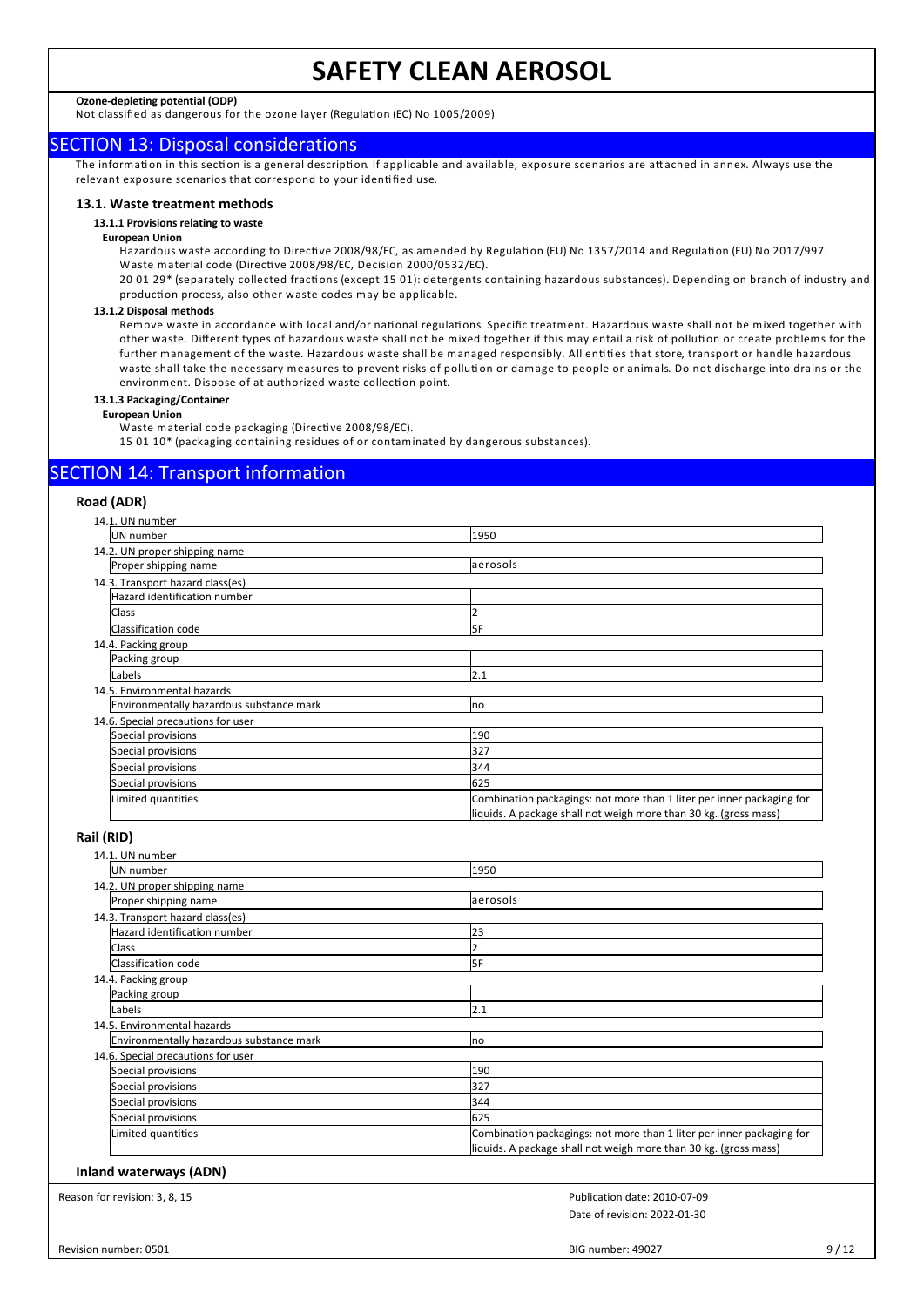**Ozone-depleting potential (ODP)**

Not classified as dangerous for the ozone layer (Regulation (EC) No 1005/2009)

## SECTION 13: Disposal considerations

The information in this section is a general description. If applicable and available, exposure scenarios are attached in annex. Always use the relevant exposure scenarios that correspond to your identified use.

### 13.1. Waste treatment methods

#### 13.1.1 Provisions relating to waste

**European Union**

Hazardous waste according to Directive 2008/98/EC, as amended by Regulation (EU) No 1357/2014 and Regulation (EU) No 2017/997.
Waste material code (Directive 2008/98/EC, Decision 2000/0532/EC).
20 01 29* (separately collected fractions (except 15 01): detergents containing hazardous substances). Depending on branch of industry and production process, also other waste codes may be applicable.

#### 13.1.2 Disposal methods

Remove waste in accordance with local and/or national regulations. Specific treatment. Hazardous waste shall not be mixed together with other waste. Different types of hazardous waste shall not be mixed together if this may entail a risk of pollution or create problems for the further management of the waste. Hazardous waste shall be managed responsibly. All entities that store, transport or handle hazardous waste shall take the necessary measures to prevent risks of pollution or damage to people or animals. Do not discharge into drains or the environment. Dispose of at authorized waste collection point.

#### 13.1.3 Packaging/Container

**European Union**

Waste material code packaging (Directive 2008/98/EC).
15 01 10* (packaging containing residues of or contaminated by dangerous substances).

## SECTION 14: Transport information

### Road (ADR)

| 14.1. UN number | |
|---|---|
| UN number | 1950 |
| **14.2. UN proper shipping name** | |
| Proper shipping name | aerosols |
| **14.3. Transport hazard class(es)** | |
| Hazard identification number | |
| Class | 2 |
| Classification code | 5F |
| **14.4. Packing group** | |
| Packing group | |
| Labels | 2.1 |
| **14.5. Environmental hazards** | |
| Environmentally hazardous substance mark | no |
| **14.6. Special precautions for user** | |
| Special provisions | 190 |
| Special provisions | 327 |
| Special provisions | 344 |
| Special provisions | 625 |
| Limited quantities | Combination packagings: not more than 1 liter per inner packaging for liquids. A package shall not weigh more than 30 kg. (gross mass) |

### Rail (RID)

| 14.1. UN number | |
|---|---|
| UN number | 1950 |
| **14.2. UN proper shipping name** | |
| Proper shipping name | aerosols |
| **14.3. Transport hazard class(es)** | |
| Hazard identification number | 23 |
| Class | 2 |
| Classification code | 5F |
| **14.4. Packing group** | |
| Packing group | |
| Labels | 2.1 |
| **14.5. Environmental hazards** | |
| Environmentally hazardous substance mark | no |
| **14.6. Special precautions for user** | |
| Special provisions | 190 |
| Special provisions | 327 |
| Special provisions | 344 |
| Special provisions | 625 |
| Limited quantities | Combination packagings: not more than 1 liter per inner packaging for liquids. A package shall not weigh more than 30 kg. (gross mass) |

### Inland waterways (ADN)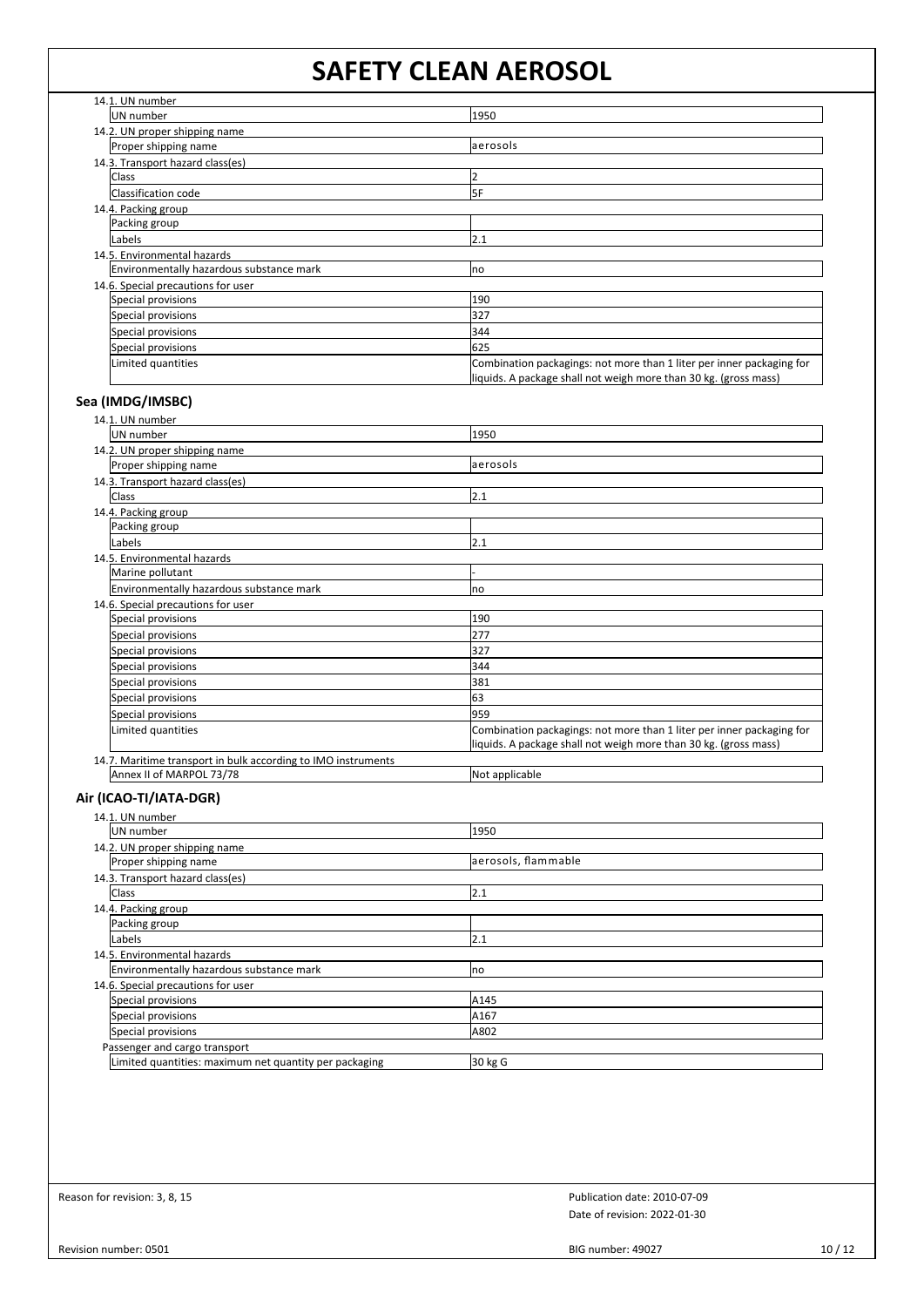| 14.1. UN number | |
|---|---|
| UN number | 1950 |
| **14.2. UN proper shipping name** | |
| Proper shipping name | aerosols |
| **14.3. Transport hazard class(es)** | |
| Class | 2 |
| Classification code | 5F |
| **14.4. Packing group** | |
| Packing group | |
| Labels | 2.1 |
| **14.5. Environmental hazards** | |
| Environmentally hazardous substance mark | no |
| **14.6. Special precautions for user** | |
| Special provisions | 190 |
| Special provisions | 327 |
| Special provisions | 344 |
| Special provisions | 625 |
| Limited quantities | Combination packagings: not more than 1 liter per inner packaging for liquids. A package shall not weigh more than 30 kg. (gross mass) |

## Sea (IMDG/IMSBC)

| 14.1. UN number | |
|---|---|
| UN number | 1950 |
| **14.2. UN proper shipping name** | |
| Proper shipping name | aerosols |
| **14.3. Transport hazard class(es)** | |
| Class | 2.1 |
| **14.4. Packing group** | |
| Packing group | |
| Labels | 2.1 |
| **14.5. Environmental hazards** | |
| Marine pollutant | - |
| Environmentally hazardous substance mark | no |
| **14.6. Special precautions for user** | |
| Special provisions | 190 |
| Special provisions | 277 |
| Special provisions | 327 |
| Special provisions | 344 |
| Special provisions | 381 |
| Special provisions | 63 |
| Special provisions | 959 |
| Limited quantities | Combination packagings: not more than 1 liter per inner packaging for liquids. A package shall not weigh more than 30 kg. (gross mass) |
| **14.7. Maritime transport in bulk according to IMO instruments** | |
| Annex II of MARPOL 73/78 | Not applicable |

## Air (ICAO-TI/IATA-DGR)

| 14.1. UN number | |
|---|---|
| UN number | 1950 |
| **14.2. UN proper shipping name** | |
| Proper shipping name | aerosols, flammable |
| **14.3. Transport hazard class(es)** | |
| Class | 2.1 |
| **14.4. Packing group** | |
| Packing group | |
| Labels | 2.1 |
| **14.5. Environmental hazards** | |
| Environmentally hazardous substance mark | no |
| **14.6. Special precautions for user** | |
| Special provisions | A145 |
| Special provisions | A167 |
| Special provisions | A802 |
| **Passenger and cargo transport** | |
| Limited quantities: maximum net quantity per packaging | 30 kg G |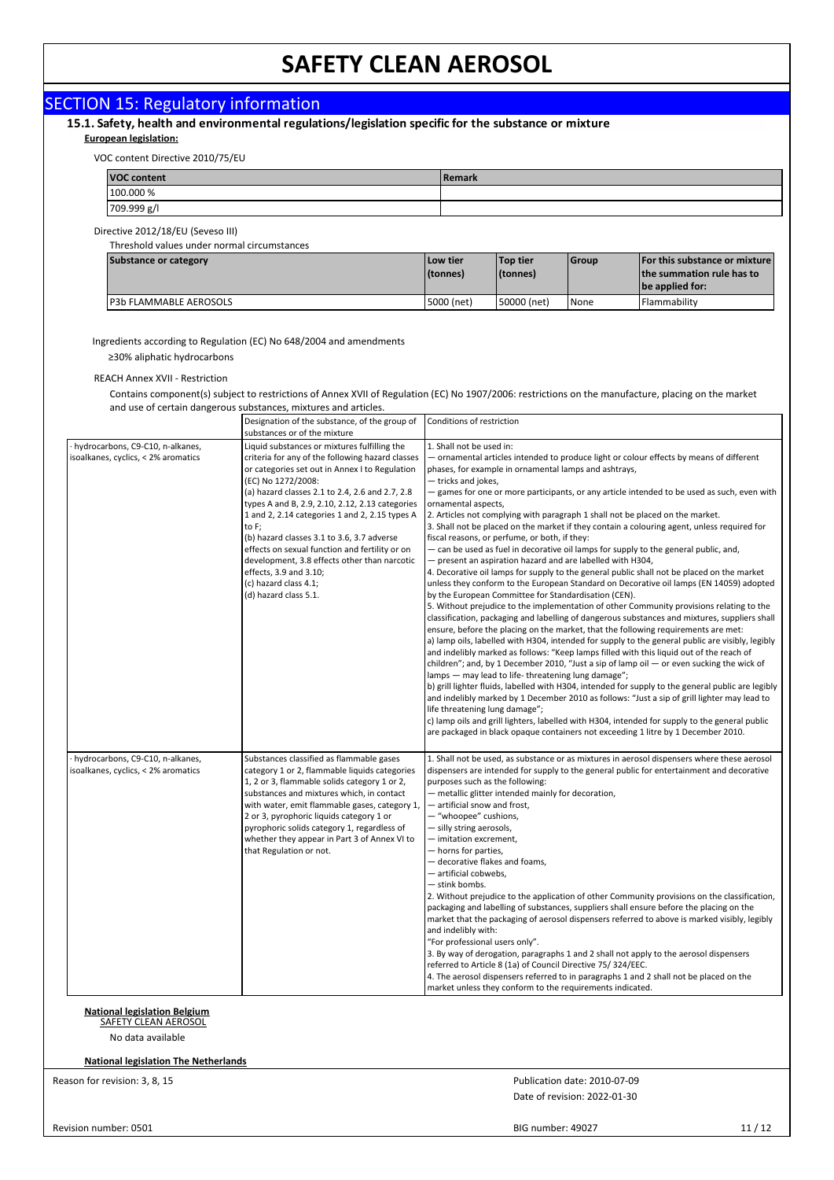## SECTION 15: Regulatory information

### 15.1. Safety, health and environmental regulations/legislation specific for the substance or mixture

**European legislation:**

VOC content Directive 2010/75/EU

| VOC content | Remark |
|---|---|
| 100.000 % | |
| 709.999 g/l | |

Directive 2012/18/EU (Seveso III)

Threshold values under normal circumstances

| Substance or category | Low tier (tonnes) | Top tier (tonnes) | Group | For this substance or mixture the summation rule has to be applied for: |
|---|---|---|---|---|
| P3b FLAMMABLE AEROSOLS | 5000 (net) | 50000 (net) | None | Flammability |

Ingredients according to Regulation (EC) No 648/2004 and amendments

≥30% aliphatic hydrocarbons

REACH Annex XVII - Restriction

Contains component(s) subject to restrictions of Annex XVII of Regulation (EC) No 1907/2006: restrictions on the manufacture, placing on the market and use of certain dangerous substances, mixtures and articles.

| | Designation of the substance, of the group of substances or of the mixture | Conditions of restriction |
|---|---|---|
| · hydrocarbons, C9-C10, n-alkanes, isoalkanes, cyclics, < 2% aromatics | Liquid substances or mixtures fulfilling the criteria for any of the following hazard classes or categories set out in Annex I to Regulation (EC) No 1272/2008:<br>(a) hazard classes 2.1 to 2.4, 2.6 and 2.7, 2.8 types A and B, 2.9, 2.10, 2.12, 2.13 categories 1 and 2, 2.14 categories 1 and 2, 2.15 types A to F;<br>(b) hazard classes 3.1 to 3.6, 3.7 adverse effects on sexual function and fertility or on development, 3.8 effects other than narcotic effects, 3.9 and 3.10;<br>(c) hazard class 4.1;<br>(d) hazard class 5.1. | 1. Shall not be used in:<br>— ornamental articles intended to produce light or colour effects by means of different phases, for example in ornamental lamps and ashtrays,<br>— tricks and jokes,<br>— games for one or more participants, or any article intended to be used as such, even with ornamental aspects,<br>2. Articles not complying with paragraph 1 shall not be placed on the market.<br>3. Shall not be placed on the market if they contain a colouring agent, unless required for fiscal reasons, or perfume, or both, if they:<br>— can be used as fuel in decorative oil lamps for supply to the general public, and,<br>— present an aspiration hazard and are labelled with H304,<br>4. Decorative oil lamps for supply to the general public shall not be placed on the market unless they conform to the European Standard on Decorative oil lamps (EN 14059) adopted by the European Committee for Standardisation (CEN).<br>5. Without prejudice to the implementation of other Community provisions relating to the classification, packaging and labelling of dangerous substances and mixtures, suppliers shall ensure, before the placing on the market, that the following requirements are met:<br>a) lamp oils, labelled with H304, intended for supply to the general public are visibly, legibly and indelibly marked as follows: "Keep lamps filled with this liquid out of the reach of children"; and, by 1 December 2010, "Just a sip of lamp oil — or even sucking the wick of lamps — may lead to life- threatening lung damage";<br>b) grill lighter fluids, labelled with H304, intended for supply to the general public are legibly and indelibly marked by 1 December 2010 as follows: "Just a sip of grill lighter may lead to life threatening lung damage";<br>c) lamp oils and grill lighters, labelled with H304, intended for supply to the general public are packaged in black opaque containers not exceeding 1 litre by 1 December 2010. |
| · hydrocarbons, C9-C10, n-alkanes, isoalkanes, cyclics, < 2% aromatics | Substances classified as flammable gases category 1 or 2, flammable liquids categories 1, 2 or 3, flammable solids category 1 or 2, substances and mixtures which, in contact with water, emit flammable gases, category 1, 2 or 3, pyrophoric liquids category 1 or pyrophoric solids category 1, regardless of whether they appear in Part 3 of Annex VI to that Regulation or not. | 1. Shall not be used, as substance or as mixtures in aerosol dispensers where these aerosol dispensers are intended for supply to the general public for entertainment and decorative purposes such as the following:<br>— metallic glitter intended mainly for decoration,<br>— artificial snow and frost,<br>— "whoopee" cushions,<br>— silly string aerosols,<br>— imitation excrement,<br>— horns for parties,<br>— decorative flakes and foams,<br>— artificial cobwebs,<br>— stink bombs.<br>2. Without prejudice to the application of other Community provisions on the classification, packaging and labelling of substances, suppliers shall ensure before the placing on the market that the packaging of aerosol dispensers referred to above is marked visibly, legibly and indelibly with:<br>"For professional users only".<br>3. By way of derogation, paragraphs 1 and 2 shall not apply to the aerosol dispensers referred to Article 8 (1a) of Council Directive 75/ 324/EEC.<br>4. The aerosol dispensers referred to in paragraphs 1 and 2 shall not be placed on the market unless they conform to the requirements indicated. |

**National legislation Belgium**

SAFETY CLEAN AEROSOL

No data available

**National legislation The Netherlands**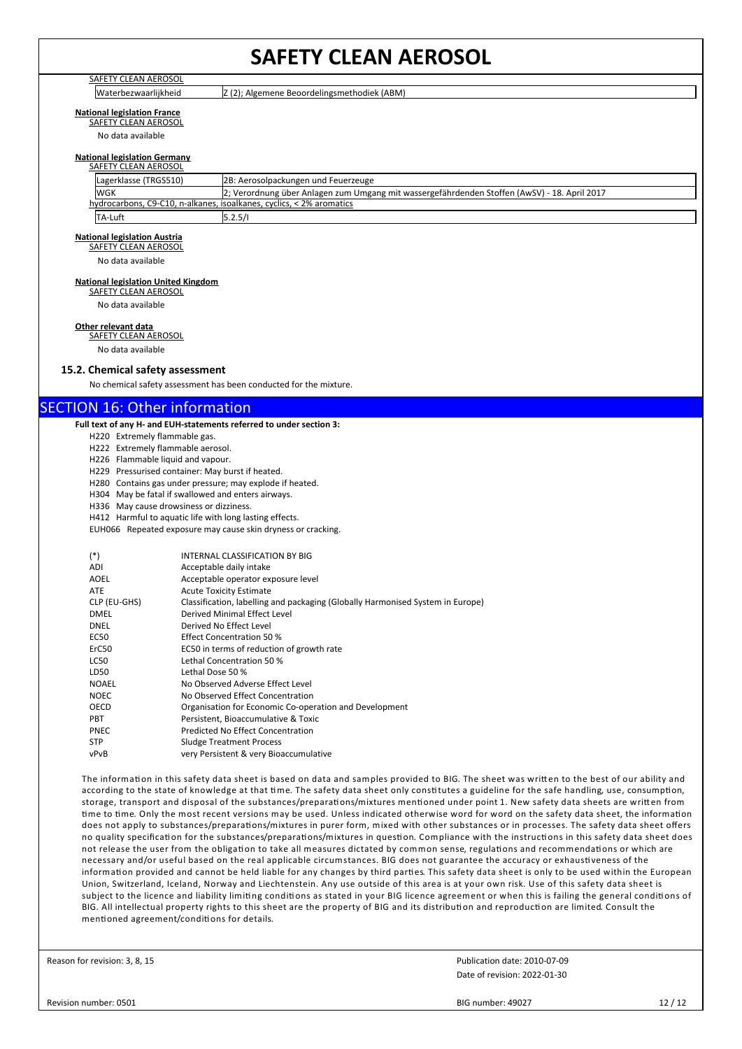SAFETY CLEAN AEROSOL

| | |
|---|---|
| Waterbezwaarlijkheid | Z (2); Algemene Beoordelingsmethodiek (ABM) |

**National legislation France**

SAFETY CLEAN AEROSOL

No data available

**National legislation Germany**

SAFETY CLEAN AEROSOL

| | |
|---|---|
| Lagerklasse (TRGS510) | 2B: Aerosolpackungen und Feuerzeuge |
| WGK | 2; Verordnung über Anlagen zum Umgang mit wassergefährdenden Stoffen (AwSV) - 18. April 2017 |

hydrocarbons, C9-C10, n-alkanes, isoalkanes, cyclics, < 2% aromatics

| | |
|---|---|
| TA-Luft | 5.2.5/I |

**National legislation Austria**

SAFETY CLEAN AEROSOL

No data available

**National legislation United Kingdom**

SAFETY CLEAN AEROSOL

No data available

**Other relevant data**

SAFETY CLEAN AEROSOL

No data available

### 15.2. Chemical safety assessment

No chemical safety assessment has been conducted for the mixture.

## SECTION 16: Other information

**Full text of any H- and EUH-statements referred to under section 3:**

- H220 Extremely flammable gas.
- H222 Extremely flammable aerosol.
- H226 Flammable liquid and vapour.
- H229 Pressurised container: May burst if heated.
- H280 Contains gas under pressure; may explode if heated.
- H304 May be fatal if swallowed and enters airways.
- H336 May cause drowsiness or dizziness.
- H412 Harmful to aquatic life with long lasting effects.
- EUH066 Repeated exposure may cause skin dryness or cracking.

| | |
|---|---|
| (*) | INTERNAL CLASSIFICATION BY BIG |
| ADI | Acceptable daily intake |
| AOEL | Acceptable operator exposure level |
| ATE | Acute Toxicity Estimate |
| CLP (EU-GHS) | Classification, labelling and packaging (Globally Harmonised System in Europe) |
| DMEL | Derived Minimal Effect Level |
| DNEL | Derived No Effect Level |
| EC50 | Effect Concentration 50 % |
| ErC50 | EC50 in terms of reduction of growth rate |
| LC50 | Lethal Concentration 50 % |
| LD50 | Lethal Dose 50 % |
| NOAEL | No Observed Adverse Effect Level |
| NOEC | No Observed Effect Concentration |
| OECD | Organisation for Economic Co-operation and Development |
| PBT | Persistent, Bioaccumulative & Toxic |
| PNEC | Predicted No Effect Concentration |
| STP | Sludge Treatment Process |
| vPvB | very Persistent & very Bioaccumulative |

The information in this safety data sheet is based on data and samples provided to BIG. The sheet was written to the best of our ability and according to the state of knowledge at that time. The safety data sheet only constitutes a guideline for the safe handling, use, consumption, storage, transport and disposal of the substances/preparations/mixtures mentioned under point 1. New safety data sheets are written from time to time. Only the most recent versions may be used. Unless indicated otherwise word for word on the safety data sheet, the information does not apply to substances/preparations/mixtures in purer form, mixed with other substances or in processes. The safety data sheet offers no quality specification for the substances/preparations/mixtures in question. Compliance with the instructions in this safety data sheet does not release the user from the obligation to take all measures dictated by common sense, regulations and recommendations or which are necessary and/or useful based on the real applicable circumstances. BIG does not guarantee the accuracy or exhaustiveness of the information provided and cannot be held liable for any changes by third parties. This safety data sheet is only to be used within the European Union, Switzerland, Iceland, Norway and Liechtenstein. Any use outside of this area is at your own risk. Use of this safety data sheet is subject to the licence and liability limiting conditions as stated in your BIG licence agreement or when this is failing the general conditions of BIG. All intellectual property rights to this sheet are the property of BIG and its distribution and reproduction are limited. Consult the mentioned agreement/conditions for details.

Reason for revision: 3, 8, 15

Publication date: 2010-07-09

Date of revision: 2022-01-30

Revision number: 0501

BIG number: 49027